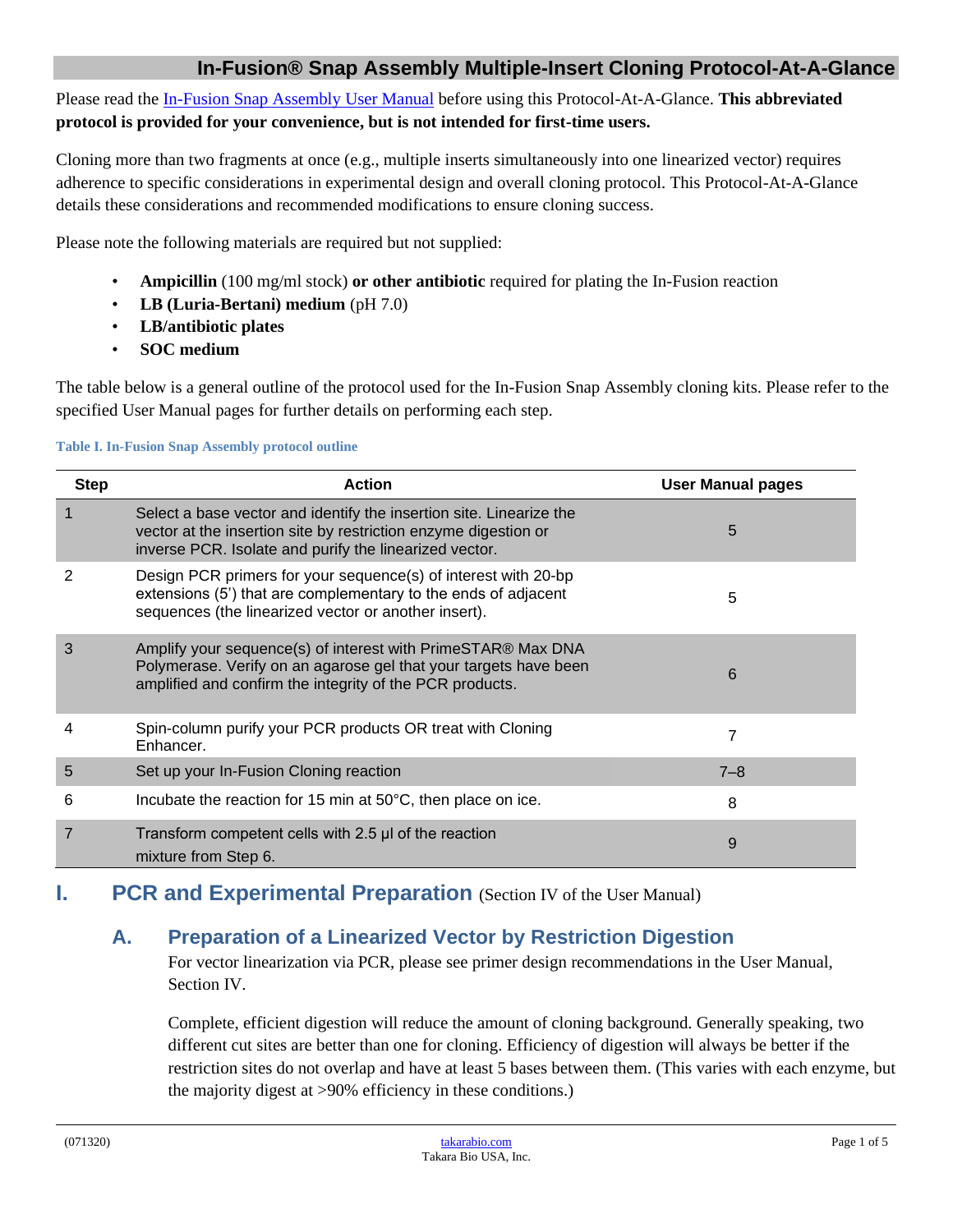# In-Fusion® Snap Assembly Multiple-Insert Cloning Protocol-At-A-Glance

Please read the In-Fusion Snap Assembly User Manual before using this Protocol-At-A-Glance. **This abbreviated protocol is provided for your convenience, but is not intended for first-time users.**

Cloning more than two fragments at once (e.g., multiple inserts simultaneously into one linearized vector) requires adherence to specific considerations in experimental design and overall cloning protocol. This Protocol-At-A-Glance details these considerations and recommended modifications to ensure cloning success.

Please note the following materials are required but not supplied:

- **Ampicillin** (100 mg/ml stock) **or other antibiotic** required for plating the In-Fusion reaction
- **LB (Luria-Bertani) medium** (pH 7.0)
- **LB/antibiotic plates**
- **SOC medium**

The table below is a general outline of the protocol used for the In-Fusion Snap Assembly cloning kits. Please refer to the specified User Manual pages for further details on performing each step.

**Table I. In-Fusion Snap Assembly protocol outline**

| Step | Action | User Manual pages |
|---|---|---|
| 1 | Select a base vector and identify the insertion site. Linearize the vector at the insertion site by restriction enzyme digestion or inverse PCR. Isolate and purify the linearized vector. | 5 |
| 2 | Design PCR primers for your sequence(s) of interest with 20-bp extensions (5') that are complementary to the ends of adjacent sequences (the linearized vector or another insert). | 5 |
| 3 | Amplify your sequence(s) of interest with PrimeSTAR® Max DNA Polymerase. Verify on an agarose gel that your targets have been amplified and confirm the integrity of the PCR products. | 6 |
| 4 | Spin-column purify your PCR products OR treat with Cloning Enhancer. | 7 |
| 5 | Set up your In-Fusion Cloning reaction | 7–8 |
| 6 | Incubate the reaction for 15 min at 50°C, then place on ice. | 8 |
| 7 | Transform competent cells with 2.5 µl of the reaction mixture from Step 6. | 9 |

## I. PCR and Experimental Preparation (Section IV of the User Manual)

### A. Preparation of a Linearized Vector by Restriction Digestion

For vector linearization via PCR, please see primer design recommendations in the User Manual, Section IV.

Complete, efficient digestion will reduce the amount of cloning background. Generally speaking, two different cut sites are better than one for cloning. Efficiency of digestion will always be better if the restriction sites do not overlap and have at least 5 bases between them. (This varies with each enzyme, but the majority digest at >90% efficiency in these conditions.)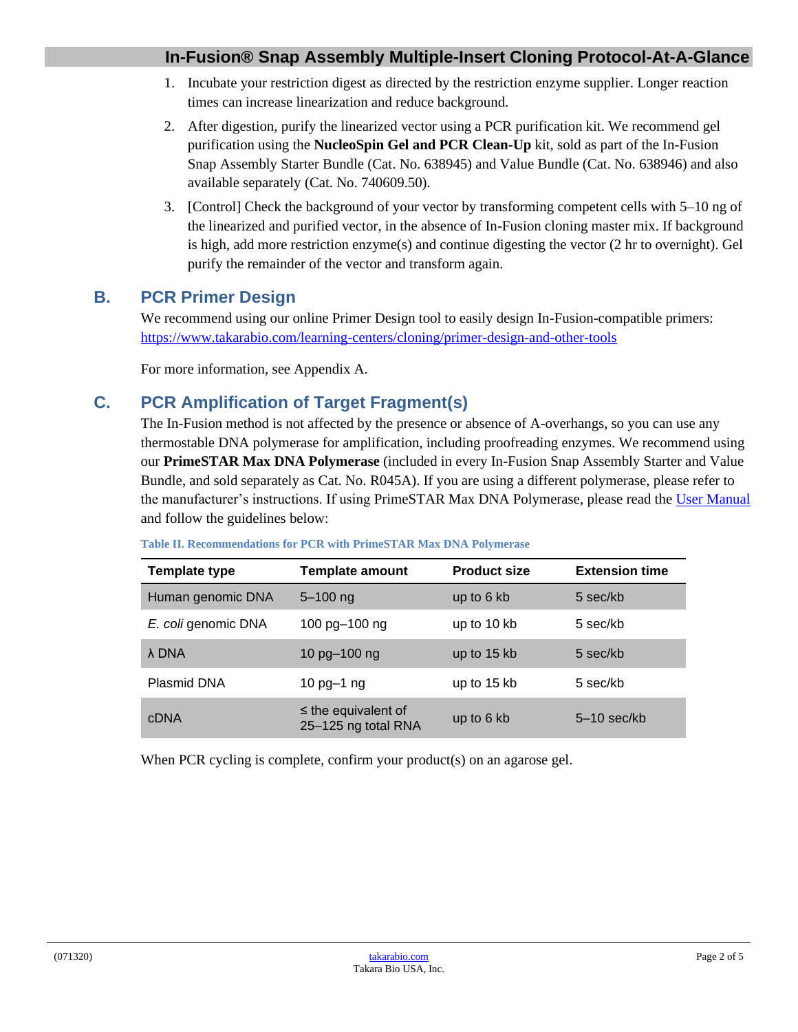1. Incubate your restriction digest as directed by the restriction enzyme supplier. Longer reaction times can increase linearization and reduce background.
2. After digestion, purify the linearized vector using a PCR purification kit. We recommend gel purification using the **NucleoSpin Gel and PCR Clean-Up** kit, sold as part of the In-Fusion Snap Assembly Starter Bundle (Cat. No. 638945) and Value Bundle (Cat. No. 638946) and also available separately (Cat. No. 740609.50).
3. [Control] Check the background of your vector by transforming competent cells with 5–10 ng of the linearized and purified vector, in the absence of In-Fusion cloning master mix. If background is high, add more restriction enzyme(s) and continue digesting the vector (2 hr to overnight). Gel purify the remainder of the vector and transform again.

## B. PCR Primer Design

We recommend using our online Primer Design tool to easily design In-Fusion-compatible primers: https://www.takarabio.com/learning-centers/cloning/primer-design-and-other-tools

For more information, see Appendix A.

## C. PCR Amplification of Target Fragment(s)

The In-Fusion method is not affected by the presence or absence of A-overhangs, so you can use any thermostable DNA polymerase for amplification, including proofreading enzymes. We recommend using our **PrimeSTAR Max DNA Polymerase** (included in every In-Fusion Snap Assembly Starter and Value Bundle, and sold separately as Cat. No. R045A). If you are using a different polymerase, please refer to the manufacturer's instructions. If using PrimeSTAR Max DNA Polymerase, please read the User Manual and follow the guidelines below:

**Table II. Recommendations for PCR with PrimeSTAR Max DNA Polymerase**

| Template type | Template amount | Product size | Extension time |
|---|---|---|---|
| Human genomic DNA | 5–100 ng | up to 6 kb | 5 sec/kb |
| *E. coli* genomic DNA | 100 pg–100 ng | up to 10 kb | 5 sec/kb |
| λ DNA | 10 pg–100 ng | up to 15 kb | 5 sec/kb |
| Plasmid DNA | 10 pg–1 ng | up to 15 kb | 5 sec/kb |
| cDNA | ≤ the equivalent of 25–125 ng total RNA | up to 6 kb | 5–10 sec/kb |

When PCR cycling is complete, confirm your product(s) on an agarose gel.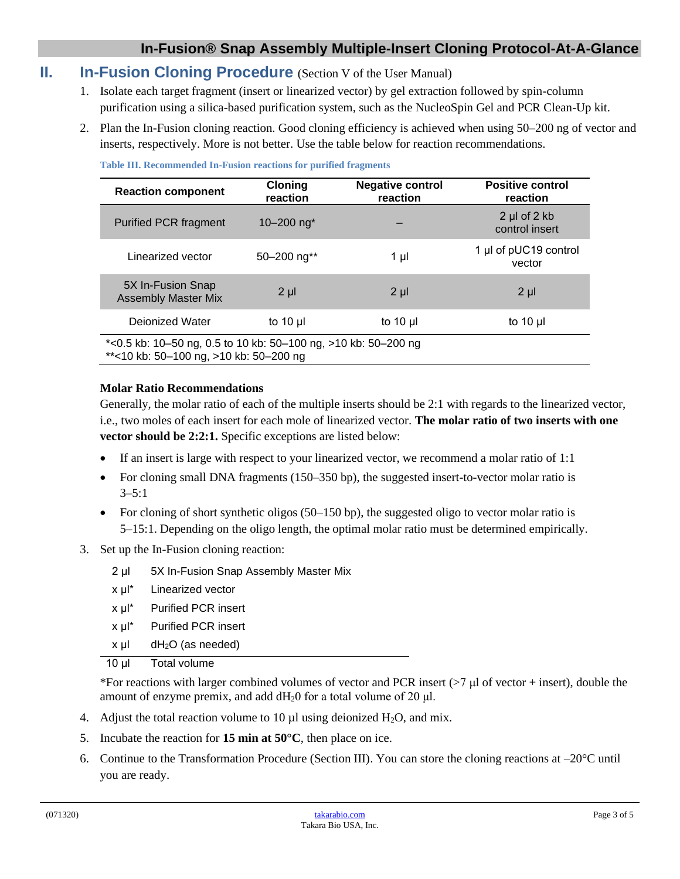## II. In-Fusion Cloning Procedure (Section V of the User Manual)

1. Isolate each target fragment (insert or linearized vector) by gel extraction followed by spin-column purification using a silica-based purification system, such as the NucleoSpin Gel and PCR Clean-Up kit.
2. Plan the In-Fusion cloning reaction. Good cloning efficiency is achieved when using 50–200 ng of vector and inserts, respectively. More is not better. Use the table below for reaction recommendations.

**Table III. Recommended In-Fusion reactions for purified fragments**

| Reaction component | Cloning reaction | Negative control reaction | Positive control reaction |
|---|---|---|---|
| Purified PCR fragment | 10–200 ng* | – | 2 µl of 2 kb control insert |
| Linearized vector | 50–200 ng** | 1 µl | 1 µl of pUC19 control vector |
| 5X In-Fusion Snap Assembly Master Mix | 2 µl | 2 µl | 2 µl |
| Deionized Water | to 10 µl | to 10 µl | to 10 µl |

*<0.5 kb: 10–50 ng, 0.5 to 10 kb: 50–100 ng, >10 kb: 50–200 ng
**<10 kb: 50–100 ng, >10 kb: 50–200 ng

**Molar Ratio Recommendations**

Generally, the molar ratio of each of the multiple inserts should be 2:1 with regards to the linearized vector, i.e., two moles of each insert for each mole of linearized vector. **The molar ratio of two inserts with one vector should be 2:2:1.** Specific exceptions are listed below:

- If an insert is large with respect to your linearized vector, we recommend a molar ratio of 1:1
- For cloning small DNA fragments (150–350 bp), the suggested insert-to-vector molar ratio is 3–5:1
- For cloning of short synthetic oligos (50–150 bp), the suggested oligo to vector molar ratio is 5–15:1. Depending on the oligo length, the optimal molar ratio must be determined empirically.

3. Set up the In-Fusion cloning reaction:

| | |
|---|---|
| 2 µl | 5X In-Fusion Snap Assembly Master Mix |
| x µl* | Linearized vector |
| x µl* | Purified PCR insert |
| x µl* | Purified PCR insert |
| x µl | $dH_2O$ (as needed) |
| 10 µl | Total volume |

*For reactions with larger combined volumes of vector and PCR insert (>7 µl of vector + insert), double the amount of enzyme premix, and add $dH_20$ for a total volume of 20 µl.

4. Adjust the total reaction volume to 10 µl using deionized $H_2O$, and mix.
5. Incubate the reaction for **15 min at 50°C**, then place on ice.
6. Continue to the Transformation Procedure (Section III). You can store the cloning reactions at –20°C until you are ready.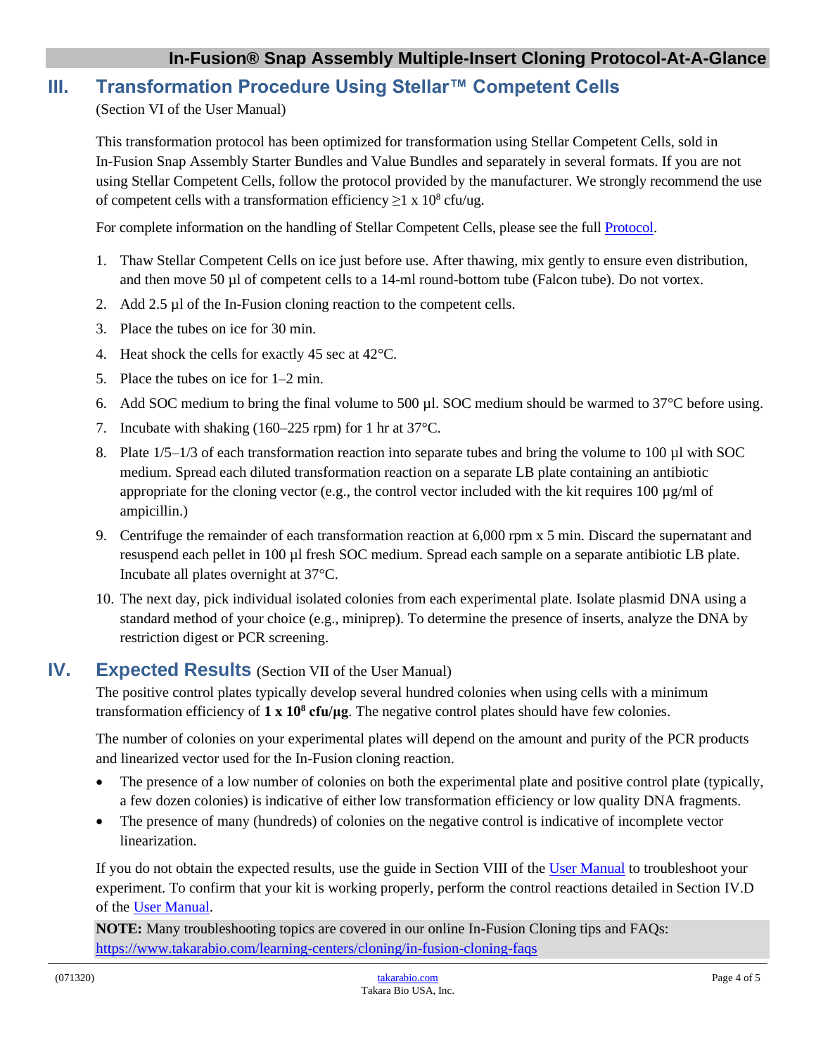## III. Transformation Procedure Using Stellar™ Competent Cells

(Section VI of the User Manual)

This transformation protocol has been optimized for transformation using Stellar Competent Cells, sold in In-Fusion Snap Assembly Starter Bundles and Value Bundles and separately in several formats. If you are not using Stellar Competent Cells, follow the protocol provided by the manufacturer. We strongly recommend the use of competent cells with a transformation efficiency ≥1 x $10^8$ cfu/ug.

For complete information on the handling of Stellar Competent Cells, please see the full Protocol.

1. Thaw Stellar Competent Cells on ice just before use. After thawing, mix gently to ensure even distribution, and then move 50 µl of competent cells to a 14-ml round-bottom tube (Falcon tube). Do not vortex.
2. Add 2.5 µl of the In-Fusion cloning reaction to the competent cells.
3. Place the tubes on ice for 30 min.
4. Heat shock the cells for exactly 45 sec at 42°C.
5. Place the tubes on ice for 1–2 min.
6. Add SOC medium to bring the final volume to 500 µl. SOC medium should be warmed to 37°C before using.
7. Incubate with shaking (160–225 rpm) for 1 hr at 37°C.
8. Plate 1/5–1/3 of each transformation reaction into separate tubes and bring the volume to 100 µl with SOC medium. Spread each diluted transformation reaction on a separate LB plate containing an antibiotic appropriate for the cloning vector (e.g., the control vector included with the kit requires 100 µg/ml of ampicillin.)
9. Centrifuge the remainder of each transformation reaction at 6,000 rpm x 5 min. Discard the supernatant and resuspend each pellet in 100 µl fresh SOC medium. Spread each sample on a separate antibiotic LB plate. Incubate all plates overnight at 37°C.
10. The next day, pick individual isolated colonies from each experimental plate. Isolate plasmid DNA using a standard method of your choice (e.g., miniprep). To determine the presence of inserts, analyze the DNA by restriction digest or PCR screening.

## IV. Expected Results (Section VII of the User Manual)

The positive control plates typically develop several hundred colonies when using cells with a minimum transformation efficiency of **1 x $10^8$ cfu/µg**. The negative control plates should have few colonies.

The number of colonies on your experimental plates will depend on the amount and purity of the PCR products and linearized vector used for the In-Fusion cloning reaction.

- The presence of a low number of colonies on both the experimental plate and positive control plate (typically, a few dozen colonies) is indicative of either low transformation efficiency or low quality DNA fragments.
- The presence of many (hundreds) of colonies on the negative control is indicative of incomplete vector linearization.

If you do not obtain the expected results, use the guide in Section VIII of the User Manual to troubleshoot your experiment. To confirm that your kit is working properly, perform the control reactions detailed in Section IV.D of the User Manual.

**NOTE:** Many troubleshooting topics are covered in our online In-Fusion Cloning tips and FAQs: https://www.takarabio.com/learning-centers/cloning/in-fusion-cloning-faqs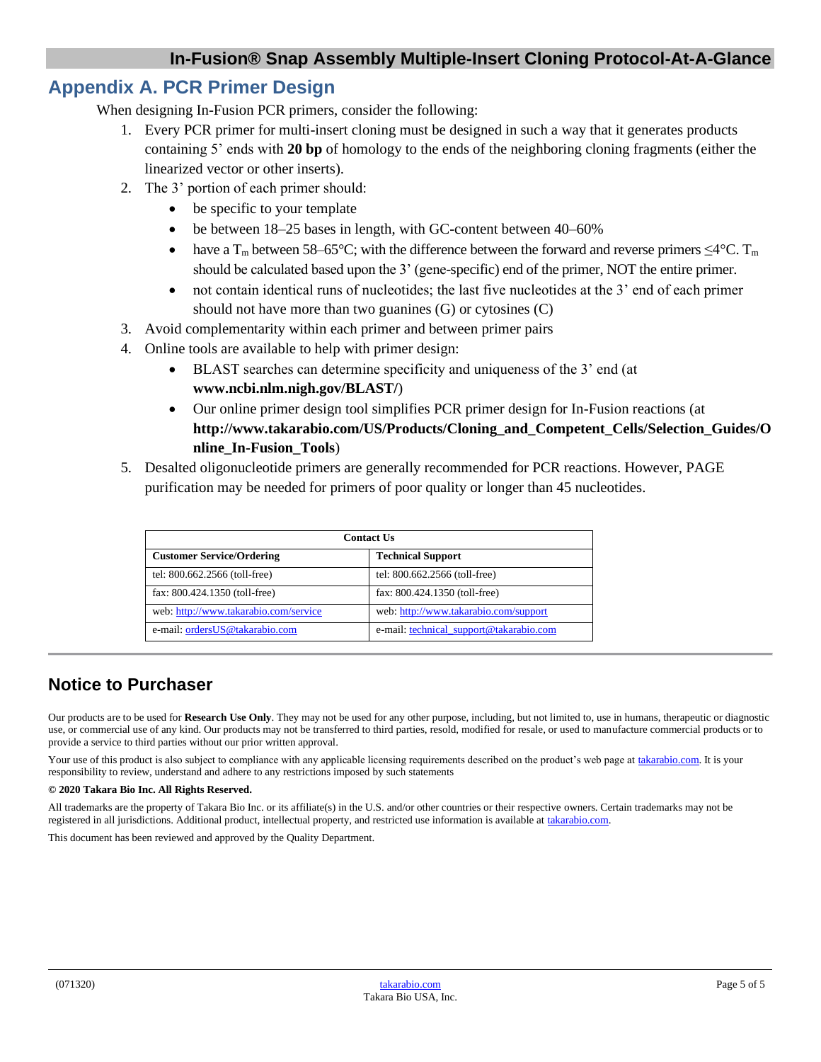## Appendix A. PCR Primer Design

When designing In-Fusion PCR primers, consider the following:

1. Every PCR primer for multi-insert cloning must be designed in such a way that it generates products containing 5' ends with **20 bp** of homology to the ends of the neighboring cloning fragments (either the linearized vector or other inserts).
2. The 3' portion of each primer should:
   - be specific to your template
   - be between 18–25 bases in length, with GC-content between 40–60%
   - have a $T_m$ between 58–65°C; with the difference between the forward and reverse primers ≤4°C. $T_m$ should be calculated based upon the 3' (gene-specific) end of the primer, NOT the entire primer.
   - not contain identical runs of nucleotides; the last five nucleotides at the 3' end of each primer should not have more than two guanines (G) or cytosines (C)
3. Avoid complementarity within each primer and between primer pairs
4. Online tools are available to help with primer design:
   - BLAST searches can determine specificity and uniqueness of the 3' end (at **www.ncbi.nlm.nigh.gov/BLAST/**)
   - Our online primer design tool simplifies PCR primer design for In-Fusion reactions (at **http://www.takarabio.com/US/Products/Cloning_and_Competent_Cells/Selection_Guides/Online_In-Fusion_Tools**)
5. Desalted oligonucleotide primers are generally recommended for PCR reactions. However, PAGE purification may be needed for primers of poor quality or longer than 45 nucleotides.

| Contact Us | |
|---|---|
| **Customer Service/Ordering** | **Technical Support** |
| tel: 800.662.2566 (toll-free) | tel: 800.662.2566 (toll-free) |
| fax: 800.424.1350 (toll-free) | fax: 800.424.1350 (toll-free) |
| web: http://www.takarabio.com/service | web: http://www.takarabio.com/support |
| e-mail: ordersUS@takarabio.com | e-mail: technical_support@takarabio.com |

## Notice to Purchaser

Our products are to be used for **Research Use Only**. They may not be used for any other purpose, including, but not limited to, use in humans, therapeutic or diagnostic use, or commercial use of any kind. Our products may not be transferred to third parties, resold, modified for resale, or used to manufacture commercial products or to provide a service to third parties without our prior written approval.

Your use of this product is also subject to compliance with any applicable licensing requirements described on the product's web page at takarabio.com. It is your responsibility to review, understand and adhere to any restrictions imposed by such statements

**© 2020 Takara Bio Inc. All Rights Reserved.**

All trademarks are the property of Takara Bio Inc. or its affiliate(s) in the U.S. and/or other countries or their respective owners. Certain trademarks may not be registered in all jurisdictions. Additional product, intellectual property, and restricted use information is available at takarabio.com.

This document has been reviewed and approved by the Quality Department.